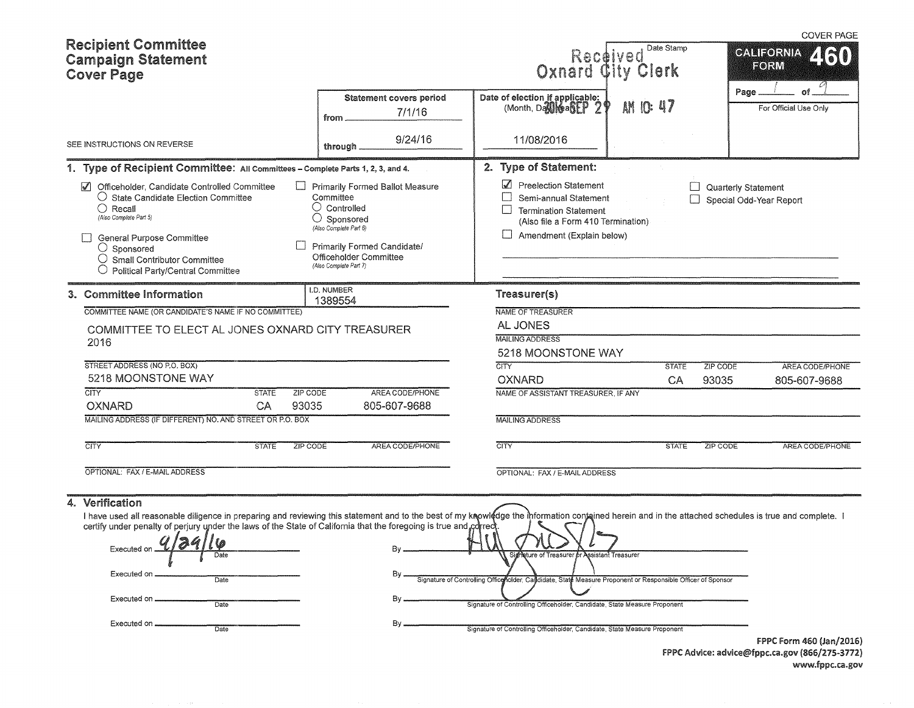COVER PAGE

# Recipient Committee Campaign Statement Cover Page

**CALIFORNIA FORM 460**

Received Oxnard City Clerk
Date Stamp
2016 SEP 29 AM 10:47

Page 1 of 9

For Official Use Only

SEE INSTRUCTIONS ON REVERSE

| Statement covers period | Date of election if applicable: (Month, Day, Year) |
|---|---|
| from 7/1/16 | 11/08/2016 |
| through 9/24/16 | |

## 1. Type of Recipient Committee: All Committees – Complete Parts 1, 2, 3, and 4.

- [x] Officeholder, Candidate Controlled Committee
  - ○ State Candidate Election Committee
  - ○ Recall (Also Complete Part 5)
- [ ] General Purpose Committee
  - ○ Sponsored
  - ○ Small Contributor Committee
  - ○ Political Party/Central Committee
- [ ] Primarily Formed Ballot Measure Committee
  - ○ Controlled
  - ○ Sponsored (Also Complete Part 6)
- [ ] Primarily Formed Candidate/Officeholder Committee (Also Complete Part 7)

## 2. Type of Statement:

- [x] Preelection Statement
- [ ] Semi-annual Statement
- [ ] Termination Statement (Also file a Form 410 Termination)
- [ ] Amendment (Explain below)
- [ ] Quarterly Statement
- [ ] Special Odd-Year Report

## 3. Committee Information

I.D. NUMBER: 1389554

COMMITTEE NAME (OR CANDIDATE'S NAME IF NO COMMITTEE): COMMITTEE TO ELECT AL JONES OXNARD CITY TREASURER 2016

STREET ADDRESS (NO P.O. BOX): 5218 MOONSTONE WAY

| CITY | STATE | ZIP CODE | AREA CODE/PHONE |
|---|---|---|---|
| OXNARD | CA | 93035 | 805-607-9688 |

MAILING ADDRESS (IF DIFFERENT) NO. AND STREET OR P.O. BOX:

| CITY | STATE | ZIP CODE | AREA CODE/PHONE |
|---|---|---|---|
| | | | |

OPTIONAL: FAX / E-MAIL ADDRESS:

### Treasurer(s)

NAME OF TREASURER: AL JONES

MAILING ADDRESS: 5218 MOONSTONE WAY

| CITY | STATE | ZIP CODE | AREA CODE/PHONE |
|---|---|---|---|
| OXNARD | CA | 93035 | 805-607-9688 |

NAME OF ASSISTANT TREASURER, IF ANY:

MAILING ADDRESS:

| CITY | STATE | ZIP CODE | AREA CODE/PHONE |
|---|---|---|---|
| | | | |

OPTIONAL: FAX / E-MAIL ADDRESS:

## 4. Verification

I have used all reasonable diligence in preparing and reviewing this statement and to the best of my knowledge the information contained herein and in the attached schedules is true and complete. I certify under penalty of perjury under the laws of the State of California that the foregoing is true and correct.

Executed on 9/29/16 (Date) By [signature] Signature of Treasurer or Assistant Treasurer

Executed on ______ (Date) By ______ Signature of Controlling Officeholder, Candidate, State Measure Proponent or Responsible Officer of Sponsor

Executed on ______ (Date) By ______ Signature of Controlling Officeholder, Candidate, State Measure Proponent

Executed on ______ (Date) By ______ Signature of Controlling Officeholder, Candidate, State Measure Proponent

FPPC Form 460 (Jan/2016)
FPPC Advice: advice@fppc.ca.gov (866/275-3772)
www.fppc.ca.gov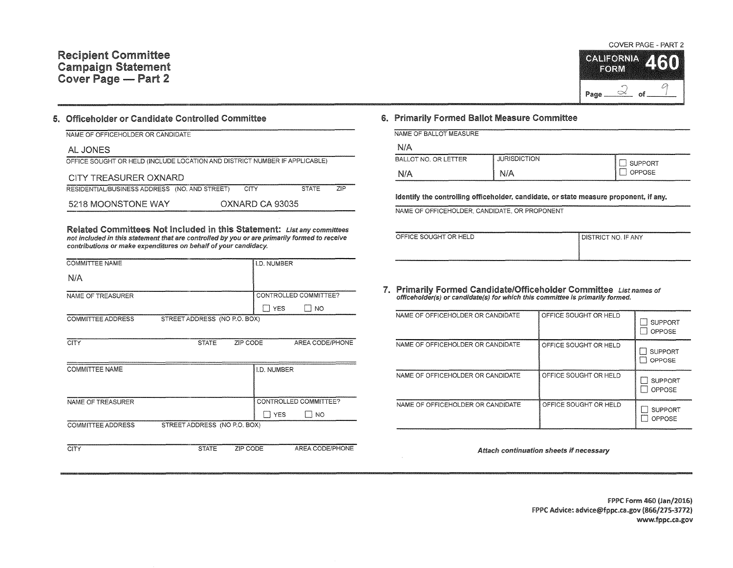# Recipient Committee Campaign Statement Cover Page — Part 2

COVER PAGE - PART 2

**CALIFORNIA FORM 460**

Page 2 of 9

## 5. Officeholder or Candidate Controlled Committee

NAME OF OFFICEHOLDER OR CANDIDATE

AL JONES

OFFICE SOUGHT OR HELD (INCLUDE LOCATION AND DISTRICT NUMBER IF APPLICABLE)

CITY TREASURER OXNARD

RESIDENTIAL/BUSINESS ADDRESS (NO. AND STREET) | CITY | STATE | ZIP

5218 MOONSTONE WAY OXNARD CA 93035

**Related Committees Not Included in this Statement:** *List any committees not included in this statement that are controlled by you or are primarily formed to receive contributions or make expenditures on behalf of your candidacy.*

| COMMITTEE NAME | I.D. NUMBER |
|---|---|
| N/A | |
| NAME OF TREASURER | CONTROLLED COMMITTEE? ☐ YES ☐ NO |
| COMMITTEE ADDRESS STREET ADDRESS (NO P.O. BOX) | |
| CITY STATE ZIP CODE | AREA CODE/PHONE |

| COMMITTEE NAME | I.D. NUMBER |
|---|---|
| NAME OF TREASURER | CONTROLLED COMMITTEE? ☐ YES ☐ NO |
| COMMITTEE ADDRESS STREET ADDRESS (NO P.O. BOX) | |
| CITY STATE ZIP CODE | AREA CODE/PHONE |

## 6. Primarily Formed Ballot Measure Committee

NAME OF BALLOT MEASURE

N/A

| BALLOT NO. OR LETTER | JURISDICTION | |
|---|---|---|
| N/A | N/A | ☐ SUPPORT ☐ OPPOSE |

**Identify the controlling officeholder, candidate, or state measure proponent, if any.**

NAME OF OFFICEHOLDER, CANDIDATE, OR PROPONENT

| OFFICE SOUGHT OR HELD | DISTRICT NO. IF ANY |
|---|---|
| | |

## 7. Primarily Formed Candidate/Officeholder Committee

*List names of officeholder(s) or candidate(s) for which this committee is primarily formed.*

| NAME OF OFFICEHOLDER OR CANDIDATE | OFFICE SOUGHT OR HELD | |
|---|---|---|
| | | ☐ SUPPORT ☐ OPPOSE |
| | | ☐ SUPPORT ☐ OPPOSE |
| | | ☐ SUPPORT ☐ OPPOSE |
| | | ☐ SUPPORT ☐ OPPOSE |

*Attach continuation sheets if necessary*

FPPC Form 460 (Jan/2016)
FPPC Advice: advice@fppc.ca.gov (866/275-3772)
www.fppc.ca.gov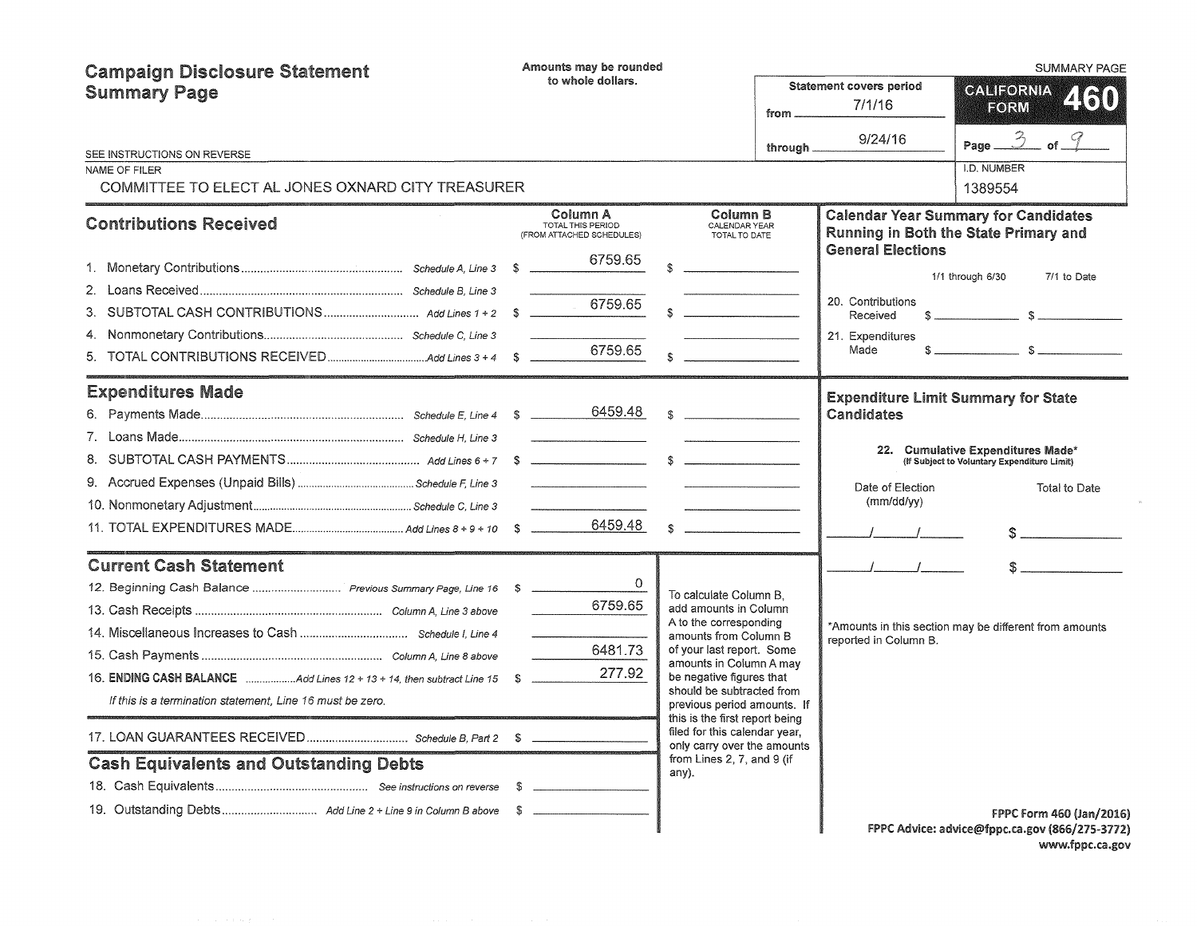# Campaign Disclosure Statement Summary Page

Amounts may be rounded to whole dollars.

SUMMARY PAGE

**CALIFORNIA FORM 460**

Statement covers period from 7/1/16 through 9/24/16

Page 3 of 9

SEE INSTRUCTIONS ON REVERSE

NAME OF FILER: COMMITTEE TO ELECT AL JONES OXNARD CITY TREASURER

I.D. NUMBER: 1389554

## Contributions Received

| | | Column A TOTAL THIS PERIOD (FROM ATTACHED SCHEDULES) | Column B CALENDAR YEAR TOTAL TO DATE |
|---|---|---|---|
| 1. Monetary Contributions | Schedule A, Line 3 | $ 6759.65 | $ |
| 2. Loans Received | Schedule B, Line 3 | | |
| 3. SUBTOTAL CASH CONTRIBUTIONS | Add Lines 1 + 2 | $ 6759.65 | $ |
| 4. Nonmonetary Contributions | Schedule C, Line 3 | | |
| 5. TOTAL CONTRIBUTIONS RECEIVED | Add Lines 3 + 4 | $ 6759.65 | $ |

## Expenditures Made

| | | Column A | Column B |
|---|---|---|---|
| 6. Payments Made | Schedule E, Line 4 | $ 6459.48 | $ |
| 7. Loans Made | Schedule H, Line 3 | | |
| 8. SUBTOTAL CASH PAYMENTS | Add Lines 6 + 7 | $ | $ |
| 9. Accrued Expenses (Unpaid Bills) | Schedule F, Line 3 | | |
| 10. Nonmonetary Adjustment | Schedule C, Line 3 | | |
| 11. TOTAL EXPENDITURES MADE | Add Lines 8 + 9 + 10 | $ 6459.48 | $ |

## Current Cash Statement

| | | |
|---|---|---|
| 12. Beginning Cash Balance | Previous Summary Page, Line 16 | $ 0 |
| 13. Cash Receipts | Column A, Line 3 above | 6759.65 |
| 14. Miscellaneous Increases to Cash | Schedule I, Line 4 | |
| 15. Cash Payments | Column A, Line 8 above | 6481.73 |
| 16. **ENDING CASH BALANCE** | Add Lines 12 + 13 + 14, then subtract Line 15 | $ 277.92 |

*If this is a termination statement, Line 16 must be zero.*

| | | |
|---|---|---|
| 17. LOAN GUARANTEES RECEIVED | Schedule B, Part 2 | $ |

## Cash Equivalents and Outstanding Debts

| | | |
|---|---|---|
| 18. Cash Equivalents | See instructions on reverse | $ |
| 19. Outstanding Debts | Add Line 2 + Line 9 in Column B above | $ |

To calculate Column B, add amounts in Column A to the corresponding amounts from Column B of your last report. Some amounts in Column A may be negative figures that should be subtracted from previous period amounts. If this is the first report being filed for this calendar year, only carry over the amounts from Lines 2, 7, and 9 (if any).

## Calendar Year Summary for Candidates Running in Both the State Primary and General Elections

| | 1/1 through 6/30 | 7/1 to Date |
|---|---|---|
| 20. Contributions Received | $ | $ |
| 21. Expenditures Made | $ | $ |

## Expenditure Limit Summary for State Candidates

22. Cumulative Expenditures Made* (If Subject to Voluntary Expenditure Limit)

| Date of Election (mm/dd/yy) | Total to Date |
|---|---|
| / / | $ |
| / / | $ |

*Amounts in this section may be different from amounts reported in Column B.

FPPC Form 460 (Jan/2016)
FPPC Advice: advice@fppc.ca.gov (866/275-3772)
www.fppc.ca.gov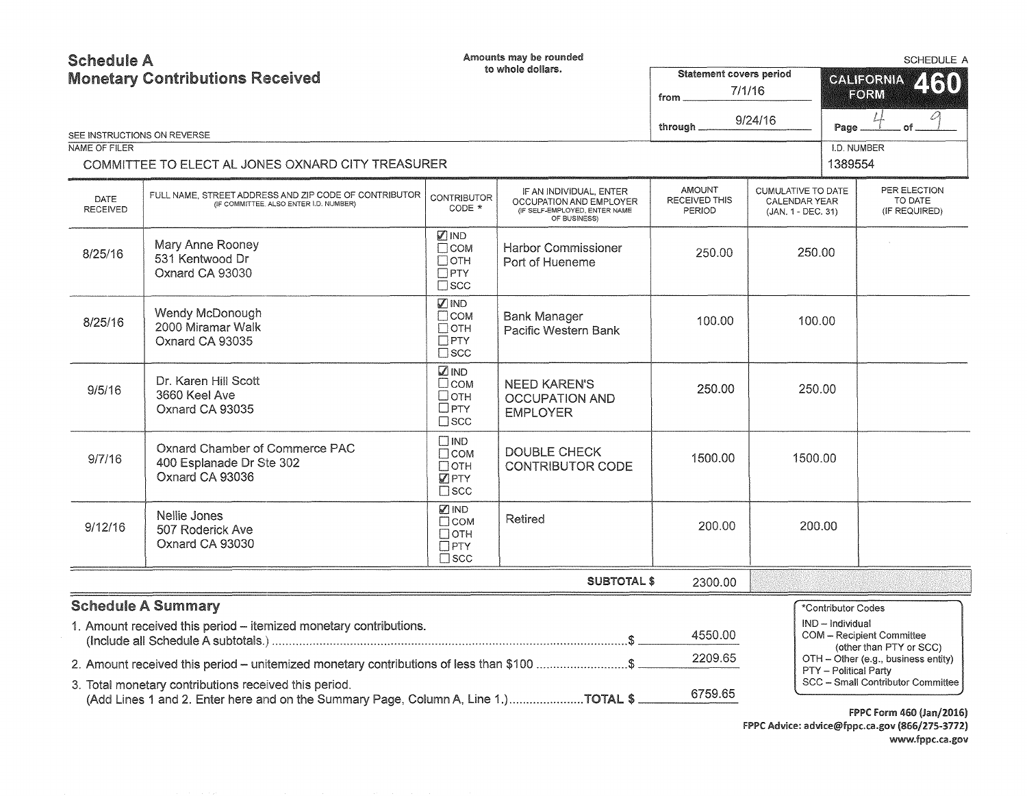# Schedule A
## Monetary Contributions Received

Amounts may be rounded to whole dollars.

SEE INSTRUCTIONS ON REVERSE

Statement covers period from 7/1/16 through 9/24/16

SCHEDULE A — CALIFORNIA FORM 460

Page 4 of 9

NAME OF FILER: COMMITTEE TO ELECT AL JONES OXNARD CITY TREASURER

I.D. NUMBER: 1389554

| DATE RECEIVED | FULL NAME, STREET ADDRESS AND ZIP CODE OF CONTRIBUTOR (IF COMMITTEE, ALSO ENTER I.D. NUMBER) | CONTRIBUTOR CODE * | IF AN INDIVIDUAL, ENTER OCCUPATION AND EMPLOYER (IF SELF-EMPLOYED, ENTER NAME OF BUSINESS) | AMOUNT RECEIVED THIS PERIOD | CUMULATIVE TO DATE CALENDAR YEAR (JAN. 1 - DEC. 31) | PER ELECTION TO DATE (IF REQUIRED) |
|---|---|---|---|---|---|---|
| 8/25/16 | Mary Anne Rooney<br>531 Kentwood Dr<br>Oxnard CA 93030 | ☑ IND ☐ COM ☐ OTH ☐ PTY ☐ SCC | Harbor Commissioner<br>Port of Hueneme | 250.00 | 250.00 | |
| 8/25/16 | Wendy McDonough<br>2000 Miramar Walk<br>Oxnard CA 93035 | ☑ IND ☐ COM ☐ OTH ☐ PTY ☐ SCC | Bank Manager<br>Pacific Western Bank | 100.00 | 100.00 | |
| 9/5/16 | Dr. Karen Hill Scott<br>3660 Keel Ave<br>Oxnard CA 93035 | ☑ IND ☐ COM ☐ OTH ☐ PTY ☐ SCC | NEED KAREN'S OCCUPATION AND EMPLOYER | 250.00 | 250.00 | |
| 9/7/16 | Oxnard Chamber of Commerce PAC<br>400 Esplanade Dr Ste 302<br>Oxnard CA 93036 | ☐ IND ☐ COM ☐ OTH ☑ PTY ☐ SCC | DOUBLE CHECK CONTRIBUTOR CODE | 1500.00 | 1500.00 | |
| 9/12/16 | Nellie Jones<br>507 Roderick Ave<br>Oxnard CA 93030 | ☑ IND ☐ COM ☐ OTH ☐ PTY ☐ SCC | Retired | 200.00 | 200.00 | |
| | | | **SUBTOTAL $** | 2300.00 | | |

## Schedule A Summary

1. Amount received this period – itemized monetary contributions. (Include all Schedule A subtotals.) ........ $ 4550.00
2. Amount received this period – unitemized monetary contributions of less than $100 ........ $ 2209.65
3. Total monetary contributions received this period. (Add Lines 1 and 2. Enter here and on the Summary Page, Column A, Line 1.) ........ **TOTAL $** 6759.65

*Contributor Codes
- IND – Individual
- COM – Recipient Committee (other than PTY or SCC)
- OTH – Other (e.g., business entity)
- PTY – Political Party
- SCC – Small Contributor Committee

FPPC Form 460 (Jan/2016)
FPPC Advice: advice@fppc.ca.gov (866/275-3772)
www.fppc.ca.gov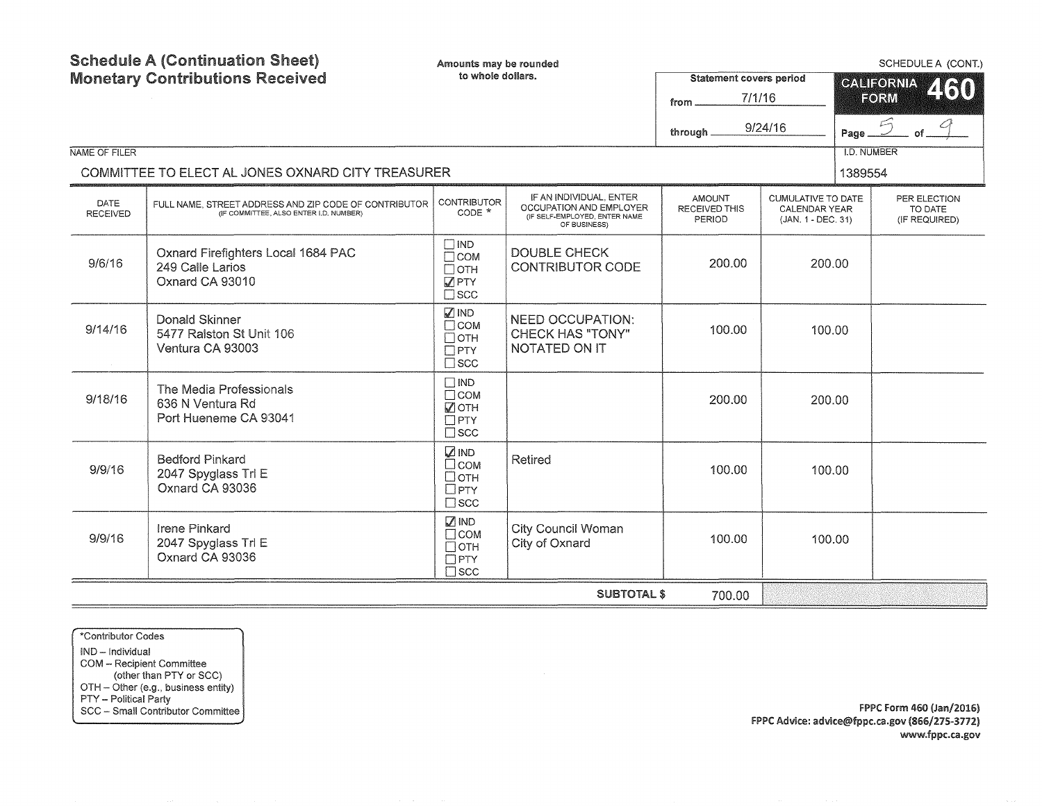# Schedule A (Continuation Sheet)
# Monetary Contributions Received

Amounts may be rounded to whole dollars.

SCHEDULE A (CONT.)

**CALIFORNIA FORM 460**

Statement covers period from 7/1/16 through 9/24/16

Page 5 of 9

NAME OF FILER: COMMITTEE TO ELECT AL JONES OXNARD CITY TREASURER

I.D. NUMBER: 1389554

| DATE RECEIVED | FULL NAME, STREET ADDRESS AND ZIP CODE OF CONTRIBUTOR (IF COMMITTEE, ALSO ENTER I.D. NUMBER) | CONTRIBUTOR CODE * | IF AN INDIVIDUAL, ENTER OCCUPATION AND EMPLOYER (IF SELF-EMPLOYED, ENTER NAME OF BUSINESS) | AMOUNT RECEIVED THIS PERIOD | CUMULATIVE TO DATE CALENDAR YEAR (JAN. 1 - DEC. 31) | PER ELECTION TO DATE (IF REQUIRED) |
|---|---|---|---|---|---|---|
| 9/6/16 | Oxnard Firefighters Local 1684 PAC<br>249 Calle Larios<br>Oxnard CA 93010 | ☐ IND<br>☐ COM<br>☐ OTH<br>☑ PTY<br>☐ SCC | DOUBLE CHECK CONTRIBUTOR CODE | 200.00 | 200.00 | |
| 9/14/16 | Donald Skinner<br>5477 Ralston St Unit 106<br>Ventura CA 93003 | ☑ IND<br>☐ COM<br>☐ OTH<br>☐ PTY<br>☐ SCC | NEED OCCUPATION: CHECK HAS "TONY" NOTATED ON IT | 100.00 | 100.00 | |
| 9/18/16 | The Media Professionals<br>636 N Ventura Rd<br>Port Hueneme CA 93041 | ☐ IND<br>☐ COM<br>☑ OTH<br>☐ PTY<br>☐ SCC | | 200.00 | 200.00 | |
| 9/9/16 | Bedford Pinkard<br>2047 Spyglass Trl E<br>Oxnard CA 93036 | ☑ IND<br>☐ COM<br>☐ OTH<br>☐ PTY<br>☐ SCC | Retired | 100.00 | 100.00 | |
| 9/9/16 | Irene Pinkard<br>2047 Spyglass Trl E<br>Oxnard CA 93036 | ☑ IND<br>☐ COM<br>☐ OTH<br>☐ PTY<br>☐ SCC | City Council Woman<br>City of Oxnard | 100.00 | 100.00 | |
| | | | **SUBTOTAL $** | 700.00 | | |

*Contributor Codes
- IND – Individual
- COM – Recipient Committee (other than PTY or SCC)
- OTH – Other (e.g., business entity)
- PTY – Political Party
- SCC – Small Contributor Committee

FPPC Form 460 (Jan/2016)
FPPC Advice: advice@fppc.ca.gov (866/275-3772)
www.fppc.ca.gov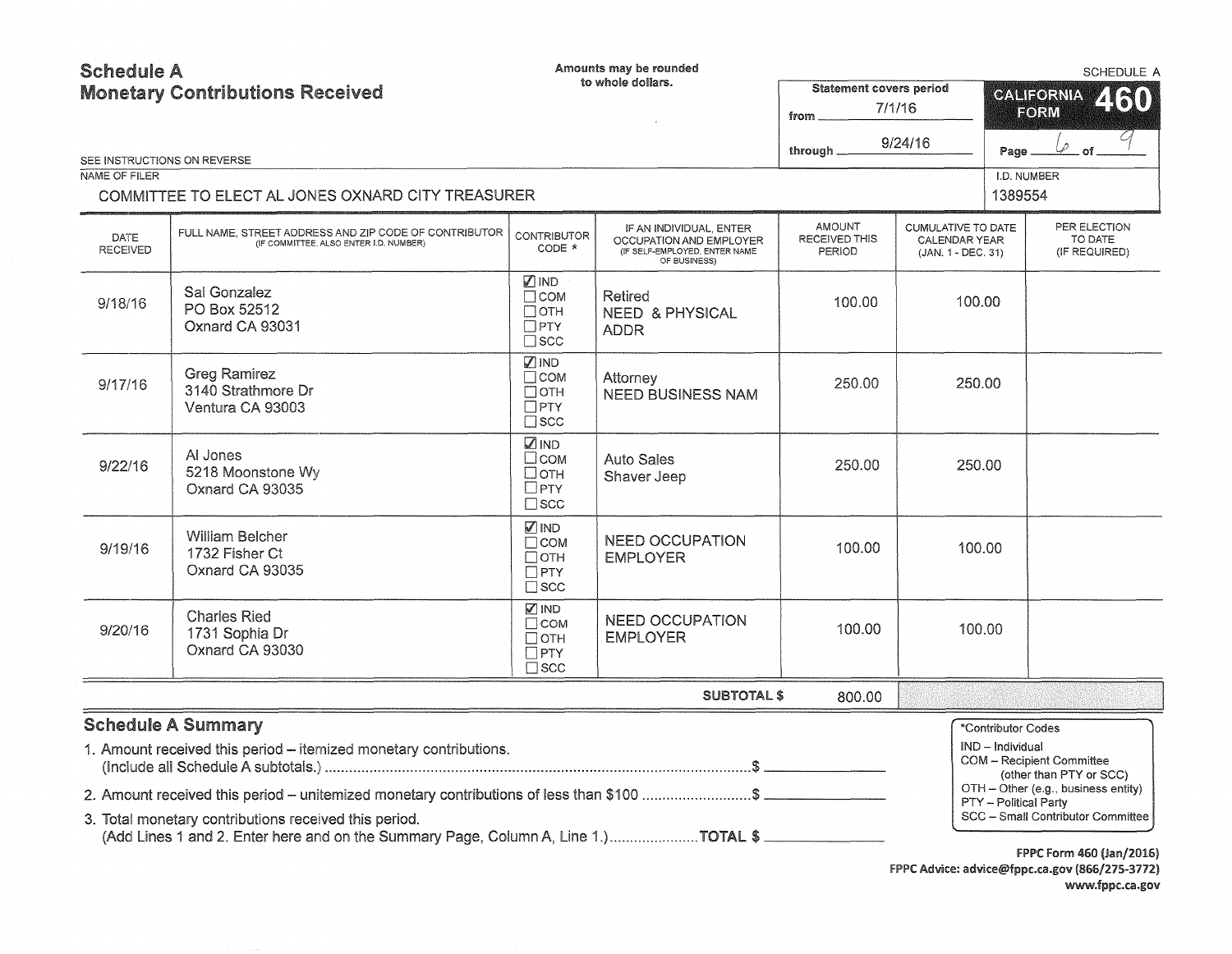# Schedule A
## Monetary Contributions Received

Amounts may be rounded to whole dollars.

SCHEDULE A

**CALIFORNIA FORM 460**

Statement covers period from 7/1/16 through 9/24/16

Page 6 of 9

SEE INSTRUCTIONS ON REVERSE

NAME OF FILER: COMMITTEE TO ELECT AL JONES OXNARD CITY TREASURER

I.D. NUMBER: 1389554

| DATE RECEIVED | FULL NAME, STREET ADDRESS AND ZIP CODE OF CONTRIBUTOR (IF COMMITTEE, ALSO ENTER I.D. NUMBER) | CONTRIBUTOR CODE * | IF AN INDIVIDUAL, ENTER OCCUPATION AND EMPLOYER (IF SELF-EMPLOYED, ENTER NAME OF BUSINESS) | AMOUNT RECEIVED THIS PERIOD | CUMULATIVE TO DATE CALENDAR YEAR (JAN. 1 - DEC. 31) | PER ELECTION TO DATE (IF REQUIRED) |
|---|---|---|---|---|---|---|
| 9/18/16 | Sal Gonzalez<br>PO Box 52512<br>Oxnard CA 93031 | ☑ IND ☐ COM ☐ OTH ☐ PTY ☐ SCC | Retired<br>NEED & PHYSICAL ADDR | 100.00 | 100.00 | |
| 9/17/16 | Greg Ramirez<br>3140 Strathmore Dr<br>Ventura CA 93003 | ☑ IND ☐ COM ☐ OTH ☐ PTY ☐ SCC | Attorney<br>NEED BUSINESS NAM | 250.00 | 250.00 | |
| 9/22/16 | Al Jones<br>5218 Moonstone Wy<br>Oxnard CA 93035 | ☑ IND ☐ COM ☐ OTH ☐ PTY ☐ SCC | Auto Sales<br>Shaver Jeep | 250.00 | 250.00 | |
| 9/19/16 | William Belcher<br>1732 Fisher Ct<br>Oxnard CA 93035 | ☑ IND ☐ COM ☐ OTH ☐ PTY ☐ SCC | NEED OCCUPATION EMPLOYER | 100.00 | 100.00 | |
| 9/20/16 | Charles Ried<br>1731 Sophia Dr<br>Oxnard CA 93030 | ☑ IND ☐ COM ☐ OTH ☐ PTY ☐ SCC | NEED OCCUPATION EMPLOYER | 100.00 | 100.00 | |
| | | | **SUBTOTAL $** | 800.00 | | |

## Schedule A Summary

1. Amount received this period – itemized monetary contributions. (Include all Schedule A subtotals.) ........................ $ ________
2. Amount received this period – unitemized monetary contributions of less than $100 ........................ $ ________
3. Total monetary contributions received this period. (Add Lines 1 and 2. Enter here and on the Summary Page, Column A, Line 1.) ........................ **TOTAL $** ________

*Contributor Codes
- IND – Individual
- COM – Recipient Committee (other than PTY or SCC)
- OTH – Other (e.g., business entity)
- PTY – Political Party
- SCC – Small Contributor Committee

FPPC Form 460 (Jan/2016)
FPPC Advice: advice@fppc.ca.gov (866/275-3772)
www.fppc.ca.gov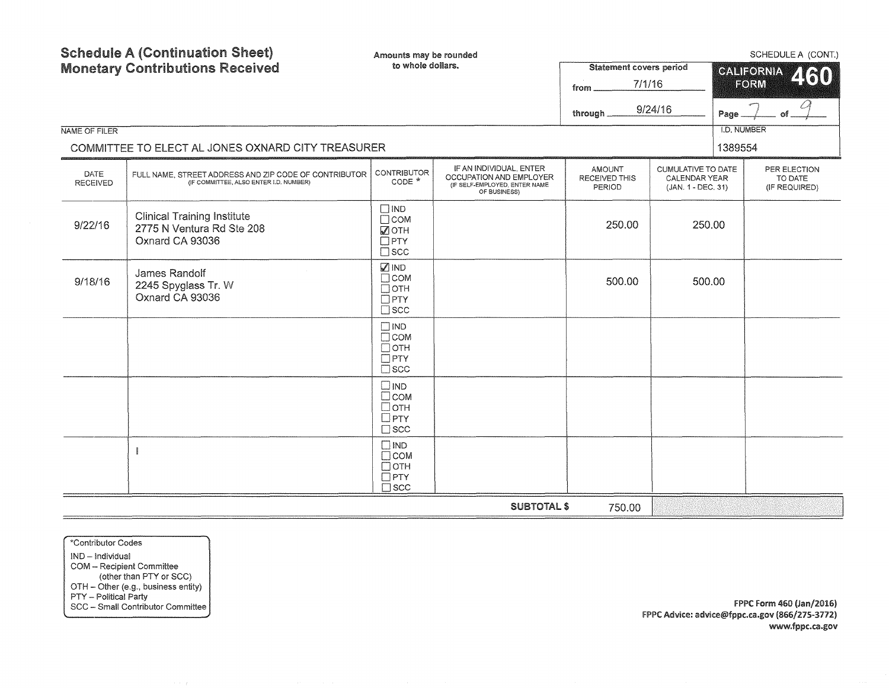# Schedule A (Continuation Sheet)
# Monetary Contributions Received

Amounts may be rounded to whole dollars.

SCHEDULE A (CONT.)

Statement covers period
from 7/1/16
through 9/24/16

CALIFORNIA FORM 460

Page 7 of 9

NAME OF FILER: COMMITTEE TO ELECT AL JONES OXNARD CITY TREASURER

I.D. NUMBER: 1389554

| DATE RECEIVED | FULL NAME, STREET ADDRESS AND ZIP CODE OF CONTRIBUTOR (IF COMMITTEE, ALSO ENTER I.D. NUMBER) | CONTRIBUTOR CODE * | IF AN INDIVIDUAL, ENTER OCCUPATION AND EMPLOYER (IF SELF-EMPLOYED, ENTER NAME OF BUSINESS) | AMOUNT RECEIVED THIS PERIOD | CUMULATIVE TO DATE CALENDAR YEAR (JAN. 1 - DEC. 31) | PER ELECTION TO DATE (IF REQUIRED) |
|---|---|---|---|---|---|---|
| 9/22/16 | Clinical Training Institute<br>2775 N Ventura Rd Ste 208<br>Oxnard CA 93036 | ☐ IND<br>☐ COM<br>☑ OTH<br>☐ PTY<br>☐ SCC | | 250.00 | 250.00 | |
| 9/18/16 | James Randolf<br>2245 Spyglass Tr. W<br>Oxnard CA 93036 | ☑ IND<br>☐ COM<br>☐ OTH<br>☐ PTY<br>☐ SCC | | 500.00 | 500.00 | |
| | | ☐ IND<br>☐ COM<br>☐ OTH<br>☐ PTY<br>☐ SCC | | | | |
| | | ☐ IND<br>☐ COM<br>☐ OTH<br>☐ PTY<br>☐ SCC | | | | |
| | | ☐ IND<br>☐ COM<br>☐ OTH<br>☐ PTY<br>☐ SCC | | | | |
| | | | SUBTOTAL $ | 750.00 | | |

*Contributor Codes
IND – Individual
COM – Recipient Committee (other than PTY or SCC)
OTH – Other (e.g., business entity)
PTY – Political Party
SCC – Small Contributor Committee

FPPC Form 460 (Jan/2016)
FPPC Advice: advice@fppc.ca.gov (866/275-3772)
www.fppc.ca.gov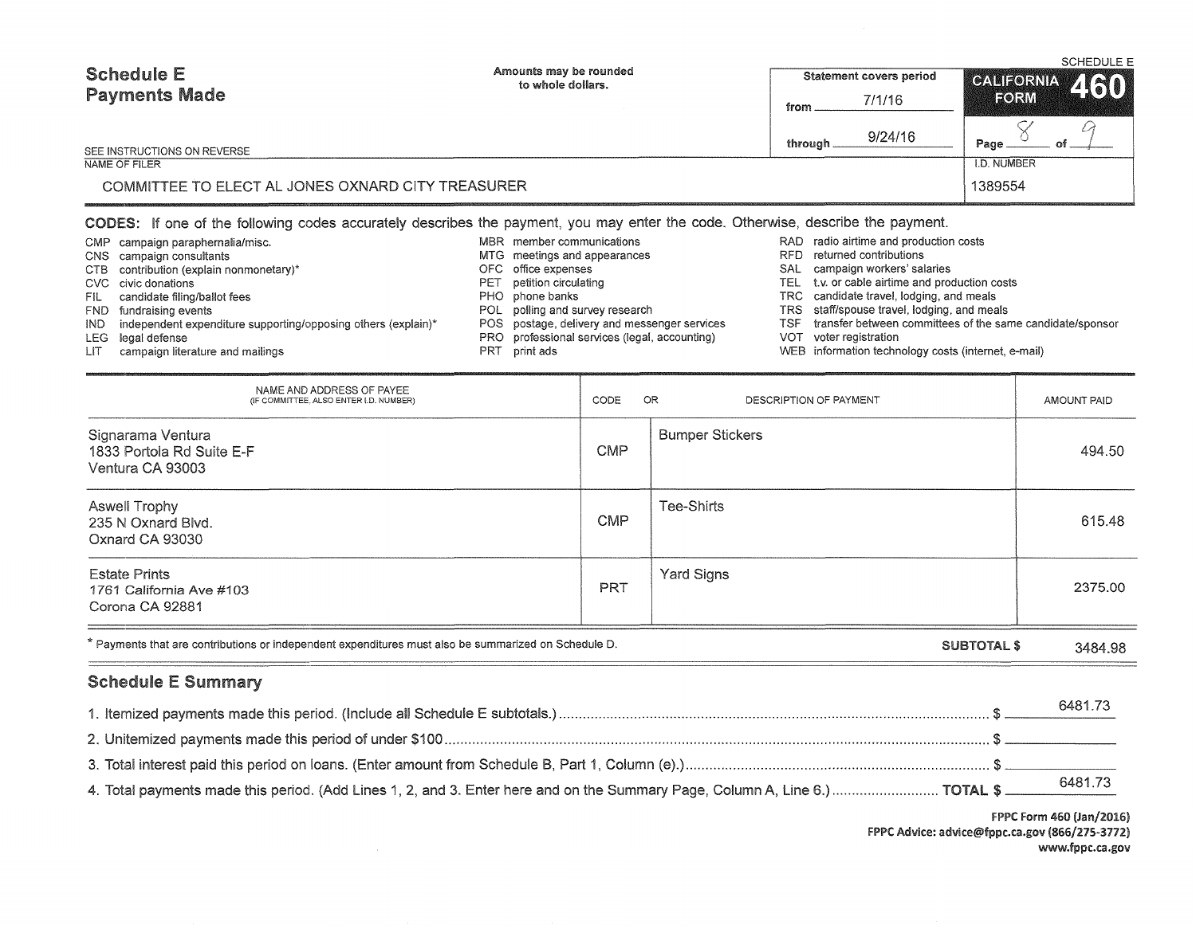# Schedule E
## Payments Made

Amounts may be rounded to whole dollars.

SCHEDULE E

CALIFORNIA FORM **460**

Statement covers period from 7/1/16 through 9/24/16

Page 8 of 9

SEE INSTRUCTIONS ON REVERSE

NAME OF FILER: COMMITTEE TO ELECT AL JONES OXNARD CITY TREASURER

I.D. NUMBER: 1389554

**CODES:** If one of the following codes accurately describes the payment, you may enter the code. Otherwise, describe the payment.

- CMP campaign paraphernalia/misc.
- CNS campaign consultants
- CTB contribution (explain nonmonetary)*
- CVC civic donations
- FIL candidate filing/ballot fees
- FND fundraising events
- IND independent expenditure supporting/opposing others (explain)*
- LEG legal defense
- LIT campaign literature and mailings
- MBR member communications
- MTG meetings and appearances
- OFC office expenses
- PET petition circulating
- PHO phone banks
- POL polling and survey research
- POS postage, delivery and messenger services
- PRO professional services (legal, accounting)
- PRT print ads
- RAD radio airtime and production costs
- RFD returned contributions
- SAL campaign workers' salaries
- TEL t.v. or cable airtime and production costs
- TRC candidate travel, lodging, and meals
- TRS staff/spouse travel, lodging, and meals
- TSF transfer between committees of the same candidate/sponsor
- VOT voter registration
- WEB information technology costs (internet, e-mail)

| NAME AND ADDRESS OF PAYEE (IF COMMITTEE, ALSO ENTER I.D. NUMBER) | CODE | OR DESCRIPTION OF PAYMENT | AMOUNT PAID |
|---|---|---|---|
| Signarama Ventura<br>1833 Portola Rd Suite E-F<br>Ventura CA 93003 | CMP | Bumper Stickers | 494.50 |
| Aswell Trophy<br>235 N Oxnard Blvd.<br>Oxnard CA 93030 | CMP | Tee-Shirts | 615.48 |
| Estate Prints<br>1761 California Ave #103<br>Corona CA 92881 | PRT | Yard Signs | 2375.00 |

* Payments that are contributions or independent expenditures must also be summarized on Schedule D.

**SUBTOTAL $** 3484.98

## Schedule E Summary

1. Itemized payments made this period. (Include all Schedule E subtotals.) $ 6481.73
2. Unitemized payments made this period of under $100 $
3. Total interest paid this period on loans. (Enter amount from Schedule B, Part 1, Column (e).) $
4. Total payments made this period. (Add Lines 1, 2, and 3. Enter here and on the Summary Page, Column A, Line 6.) **TOTAL $** 6481.73

FPPC Form 460 (Jan/2016)
FPPC Advice: advice@fppc.ca.gov (866/275-3772)
www.fppc.ca.gov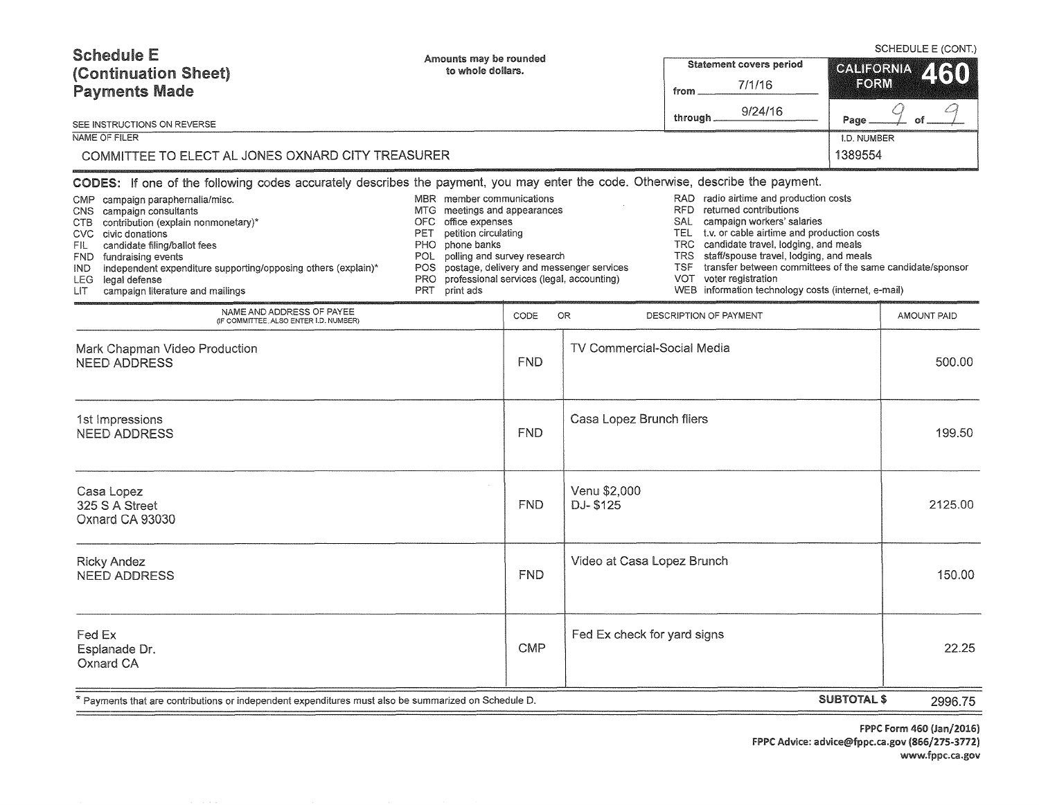# Schedule E (Continuation Sheet) Payments Made

SCHEDULE E (CONT.)

Amounts may be rounded to whole dollars.

SEE INSTRUCTIONS ON REVERSE

Statement covers period from 7/1/16 through 9/24/16

**CALIFORNIA FORM 460**

NAME OF FILER: COMMITTEE TO ELECT AL JONES OXNARD CITY TREASURER

I.D. NUMBER: 1389554

**CODES:** If one of the following codes accurately describes the payment, you may enter the code. Otherwise, describe the payment.

- CMP campaign paraphernalia/misc.
- CNS campaign consultants
- CTB contribution (explain nonmonetary)*
- CVC civic donations
- FIL candidate filing/ballot fees
- FND fundraising events
- IND independent expenditure supporting/opposing others (explain)*
- LEG legal defense
- LIT campaign literature and mailings
- MBR member communications
- MTG meetings and appearances
- OFC office expenses
- PET petition circulating
- PHO phone banks
- POL polling and survey research
- POS postage, delivery and messenger services
- PRO professional services (legal, accounting)
- PRT print ads
- RAD radio airtime and production costs
- RFD returned contributions
- SAL campaign workers' salaries
- TEL t.v. or cable airtime and production costs
- TRC candidate travel, lodging, and meals
- TRS staff/spouse travel, lodging, and meals
- TSF transfer between committees of the same candidate/sponsor
- VOT voter registration
- WEB information technology costs (internet, e-mail)

| NAME AND ADDRESS OF PAYEE (IF COMMITTEE, ALSO ENTER I.D. NUMBER) | CODE | OR DESCRIPTION OF PAYMENT | AMOUNT PAID |
|---|---|---|---|
| Mark Chapman Video Production<br>NEED ADDRESS | FND | TV Commercial-Social Media | 500.00 |
| 1st Impressions<br>NEED ADDRESS | FND | Casa Lopez Brunch fliers | 199.50 |
| Casa Lopez<br>325 S A Street<br>Oxnard CA 93030 | FND | Venu $2,000<br>DJ- $125 | 2125.00 |
| Ricky Andez<br>NEED ADDRESS | FND | Video at Casa Lopez Brunch | 150.00 |
| Fed Ex<br>Esplanade Dr.<br>Oxnard CA | CMP | Fed Ex check for yard signs | 22.25 |

\* Payments that are contributions or independent expenditures must also be summarized on Schedule D.

**SUBTOTAL $** 2996.75

FPPC Form 460 (Jan/2016)
FPPC Advice: advice@fppc.ca.gov (866/275-3772)
www.fppc.ca.gov